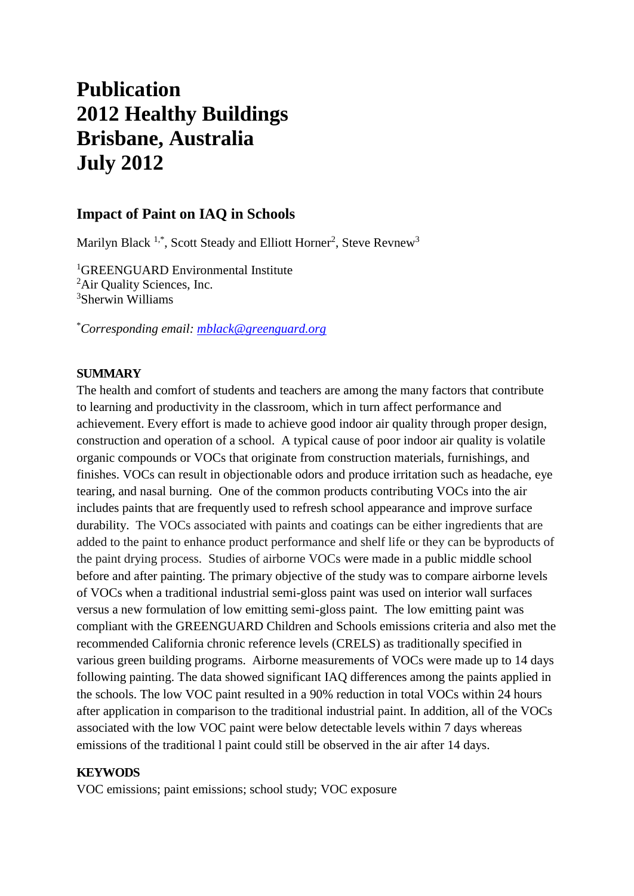# Publication
# 2012 Healthy Buildings
# Brisbane, Australia
# July 2012

## Impact of Paint on IAQ in Schools

Marilyn Black [1,*], Scott Steady and Elliott Horner[2], Steve Revnew[3]

[1]GREENGUARD Environmental Institute
[2]Air Quality Sciences, Inc.
[3]Sherwin Williams

[*]*Corresponding email: mblack@greenguard.org*

**SUMMARY**

The health and comfort of students and teachers are among the many factors that contribute to learning and productivity in the classroom, which in turn affect performance and achievement. Every effort is made to achieve good indoor air quality through proper design, construction and operation of a school. A typical cause of poor indoor air quality is volatile organic compounds or VOCs that originate from construction materials, furnishings, and finishes. VOCs can result in objectionable odors and produce irritation such as headache, eye tearing, and nasal burning. One of the common products contributing VOCs into the air includes paints that are frequently used to refresh school appearance and improve surface durability. The VOCs associated with paints and coatings can be either ingredients that are added to the paint to enhance product performance and shelf life or they can be byproducts of the paint drying process. Studies of airborne VOCs were made in a public middle school before and after painting. The primary objective of the study was to compare airborne levels of VOCs when a traditional industrial semi-gloss paint was used on interior wall surfaces versus a new formulation of low emitting semi-gloss paint. The low emitting paint was compliant with the GREENGUARD Children and Schools emissions criteria and also met the recommended California chronic reference levels (CRELS) as traditionally specified in various green building programs. Airborne measurements of VOCs were made up to 14 days following painting. The data showed significant IAQ differences among the paints applied in the schools. The low VOC paint resulted in a 90% reduction in total VOCs within 24 hours after application in comparison to the traditional industrial paint. In addition, all of the VOCs associated with the low VOC paint were below detectable levels within 7 days whereas emissions of the traditional l paint could still be observed in the air after 14 days.

**KEYWODS**

VOC emissions; paint emissions; school study; VOC exposure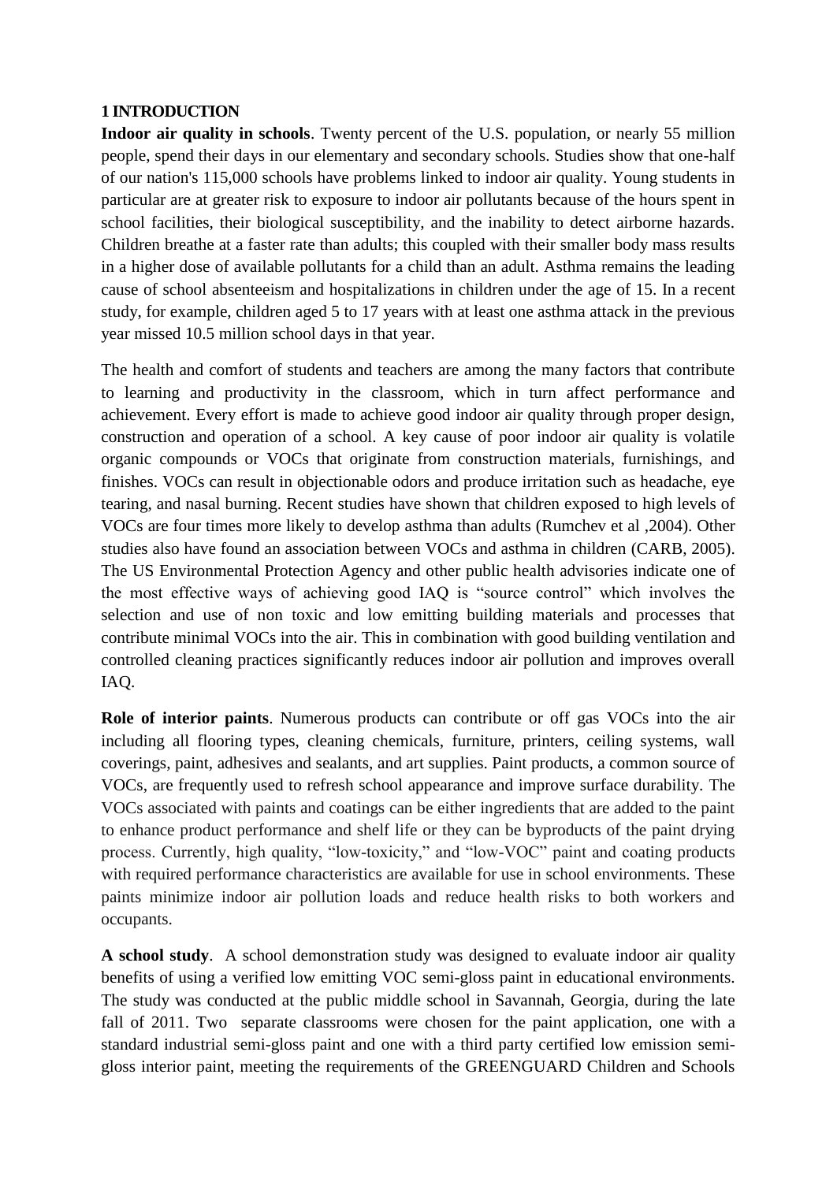## 1 INTRODUCTION

**Indoor air quality in schools**. Twenty percent of the U.S. population, or nearly 55 million people, spend their days in our elementary and secondary schools. Studies show that one-half of our nation's 115,000 schools have problems linked to indoor air quality. Young students in particular are at greater risk to exposure to indoor air pollutants because of the hours spent in school facilities, their biological susceptibility, and the inability to detect airborne hazards. Children breathe at a faster rate than adults; this coupled with their smaller body mass results in a higher dose of available pollutants for a child than an adult. Asthma remains the leading cause of school absenteeism and hospitalizations in children under the age of 15. In a recent study, for example, children aged 5 to 17 years with at least one asthma attack in the previous year missed 10.5 million school days in that year.

The health and comfort of students and teachers are among the many factors that contribute to learning and productivity in the classroom, which in turn affect performance and achievement. Every effort is made to achieve good indoor air quality through proper design, construction and operation of a school. A key cause of poor indoor air quality is volatile organic compounds or VOCs that originate from construction materials, furnishings, and finishes. VOCs can result in objectionable odors and produce irritation such as headache, eye tearing, and nasal burning. Recent studies have shown that children exposed to high levels of VOCs are four times more likely to develop asthma than adults (Rumchev et al ,2004). Other studies also have found an association between VOCs and asthma in children (CARB, 2005). The US Environmental Protection Agency and other public health advisories indicate one of the most effective ways of achieving good IAQ is "source control" which involves the selection and use of non toxic and low emitting building materials and processes that contribute minimal VOCs into the air. This in combination with good building ventilation and controlled cleaning practices significantly reduces indoor air pollution and improves overall IAQ.

**Role of interior paints**. Numerous products can contribute or off gas VOCs into the air including all flooring types, cleaning chemicals, furniture, printers, ceiling systems, wall coverings, paint, adhesives and sealants, and art supplies. Paint products, a common source of VOCs, are frequently used to refresh school appearance and improve surface durability. The VOCs associated with paints and coatings can be either ingredients that are added to the paint to enhance product performance and shelf life or they can be byproducts of the paint drying process. Currently, high quality, "low-toxicity," and "low-VOC" paint and coating products with required performance characteristics are available for use in school environments. These paints minimize indoor air pollution loads and reduce health risks to both workers and occupants.

**A school study**. A school demonstration study was designed to evaluate indoor air quality benefits of using a verified low emitting VOC semi-gloss paint in educational environments. The study was conducted at the public middle school in Savannah, Georgia, during the late fall of 2011. Two separate classrooms were chosen for the paint application, one with a standard industrial semi-gloss paint and one with a third party certified low emission semi-gloss interior paint, meeting the requirements of the GREENGUARD Children and Schools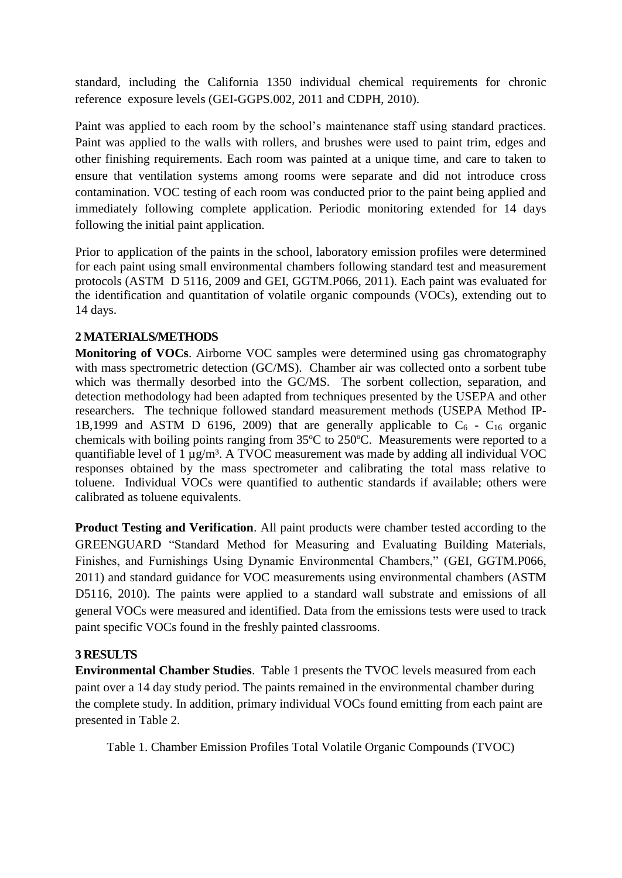standard, including the California 1350 individual chemical requirements for chronic reference exposure levels (GEI-GGPS.002, 2011 and CDPH, 2010).

Paint was applied to each room by the school's maintenance staff using standard practices. Paint was applied to the walls with rollers, and brushes were used to paint trim, edges and other finishing requirements. Each room was painted at a unique time, and care to taken to ensure that ventilation systems among rooms were separate and did not introduce cross contamination. VOC testing of each room was conducted prior to the paint being applied and immediately following complete application. Periodic monitoring extended for 14 days following the initial paint application.

Prior to application of the paints in the school, laboratory emission profiles were determined for each paint using small environmental chambers following standard test and measurement protocols (ASTM D 5116, 2009 and GEI, GGTM.P066, 2011). Each paint was evaluated for the identification and quantitation of volatile organic compounds (VOCs), extending out to 14 days.

## 2 MATERIALS/METHODS

**Monitoring of VOCs**. Airborne VOC samples were determined using gas chromatography with mass spectrometric detection (GC/MS). Chamber air was collected onto a sorbent tube which was thermally desorbed into the GC/MS. The sorbent collection, separation, and detection methodology had been adapted from techniques presented by the USEPA and other researchers. The technique followed standard measurement methods (USEPA Method IP-1B,1999 and ASTM D 6196, 2009) that are generally applicable to $C_6$ - $C_{16}$ organic chemicals with boiling points ranging from 35ºC to 250ºC. Measurements were reported to a quantifiable level of 1 µg/m³. A TVOC measurement was made by adding all individual VOC responses obtained by the mass spectrometer and calibrating the total mass relative to toluene. Individual VOCs were quantified to authentic standards if available; others were calibrated as toluene equivalents.

**Product Testing and Verification**. All paint products were chamber tested according to the GREENGUARD "Standard Method for Measuring and Evaluating Building Materials, Finishes, and Furnishings Using Dynamic Environmental Chambers," (GEI, GGTM.P066, 2011) and standard guidance for VOC measurements using environmental chambers (ASTM D5116, 2010). The paints were applied to a standard wall substrate and emissions of all general VOCs were measured and identified. Data from the emissions tests were used to track paint specific VOCs found in the freshly painted classrooms.

## 3 RESULTS

**Environmental Chamber Studies**. Table 1 presents the TVOC levels measured from each paint over a 14 day study period. The paints remained in the environmental chamber during the complete study. In addition, primary individual VOCs found emitting from each paint are presented in Table 2.

Table 1. Chamber Emission Profiles Total Volatile Organic Compounds (TVOC)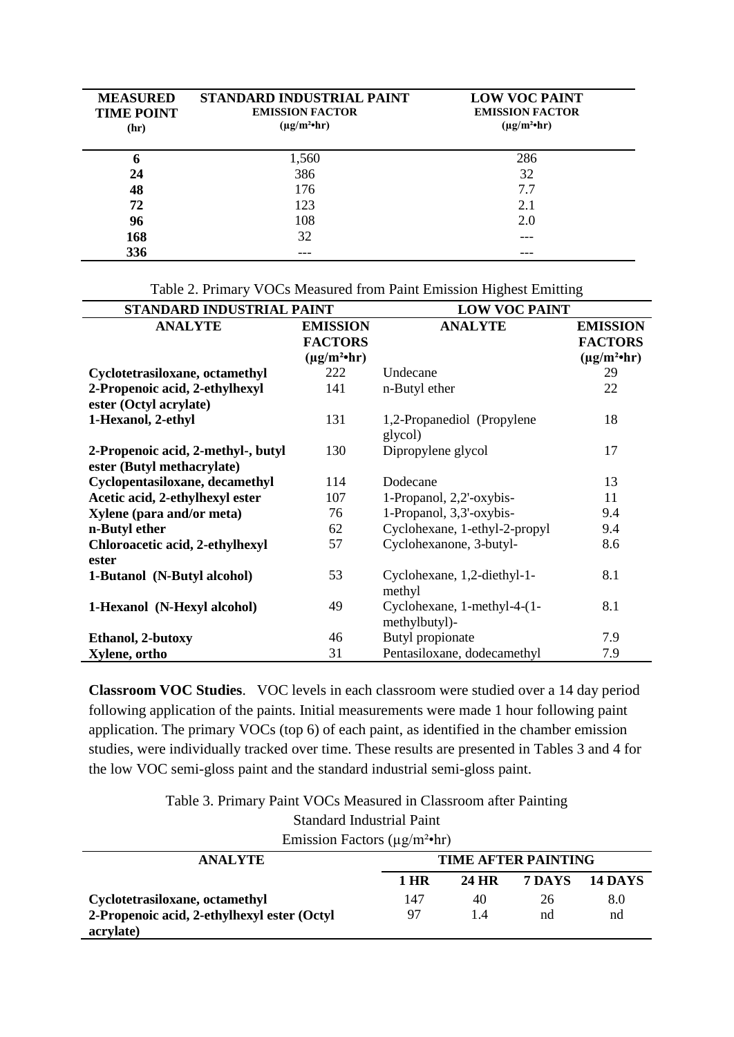| MEASURED TIME POINT (hr) | STANDARD INDUSTRIAL PAINT EMISSION FACTOR (µg/m²•hr) | LOW VOC PAINT EMISSION FACTOR (µg/m²•hr) |
|---|---|---|
| **6** | 1,560 | 286 |
| **24** | 386 | 32 |
| **48** | 176 | 7.7 |
| **72** | 123 | 2.1 |
| **96** | 108 | 2.0 |
| **168** | 32 | --- |
| **336** | --- | --- |

Table 2. Primary VOCs Measured from Paint Emission Highest Emitting

| STANDARD INDUSTRIAL PAINT | | LOW VOC PAINT | |
|---|---|---|---|
| **ANALYTE** | **EMISSION FACTORS (µg/m²•hr)** | **ANALYTE** | **EMISSION FACTORS (µg/m²•hr)** |
| **Cyclotetrasiloxane, octamethyl** | 222 | Undecane | 29 |
| **2-Propenoic acid, 2-ethylhexyl ester (Octyl acrylate)** | 141 | n-Butyl ether | 22 |
| **1-Hexanol, 2-ethyl** | 131 | 1,2-Propanediol (Propylene glycol) | 18 |
| **2-Propenoic acid, 2-methyl-, butyl ester (Butyl methacrylate)** | 130 | Dipropylene glycol | 17 |
| **Cyclopentasiloxane, decamethyl** | 114 | Dodecane | 13 |
| **Acetic acid, 2-ethylhexyl ester** | 107 | 1-Propanol, 2,2'-oxybis- | 11 |
| **Xylene (para and/or meta)** | 76 | 1-Propanol, 3,3'-oxybis- | 9.4 |
| **n-Butyl ether** | 62 | Cyclohexane, 1-ethyl-2-propyl | 9.4 |
| **Chloroacetic acid, 2-ethylhexyl ester** | 57 | Cyclohexanone, 3-butyl- | 8.6 |
| **1-Butanol (N-Butyl alcohol)** | 53 | Cyclohexane, 1,2-diethyl-1-methyl | 8.1 |
| **1-Hexanol (N-Hexyl alcohol)** | 49 | Cyclohexane, 1-methyl-4-(1-methylbutyl)- | 8.1 |
| **Ethanol, 2-butoxy** | 46 | Butyl propionate | 7.9 |
| **Xylene, ortho** | 31 | Pentasiloxane, dodecamethyl | 7.9 |

**Classroom VOC Studies**. VOC levels in each classroom were studied over a 14 day period following application of the paints. Initial measurements were made 1 hour following paint application. The primary VOCs (top 6) of each paint, as identified in the chamber emission studies, were individually tracked over time. These results are presented in Tables 3 and 4 for the low VOC semi-gloss paint and the standard industrial semi-gloss paint.

Table 3. Primary Paint VOCs Measured in Classroom after Painting
Standard Industrial Paint
Emission Factors (µg/m²•hr)

| ANALYTE | TIME AFTER PAINTING | | | |
|---|---|---|---|---|
| | **1 HR** | **24 HR** | **7 DAYS** | **14 DAYS** |
| **Cyclotetrasiloxane, octamethyl** | 147 | 40 | 26 | 8.0 |
| **2-Propenoic acid, 2-ethylhexyl ester (Octyl acrylate)** | 97 | 1.4 | nd | nd |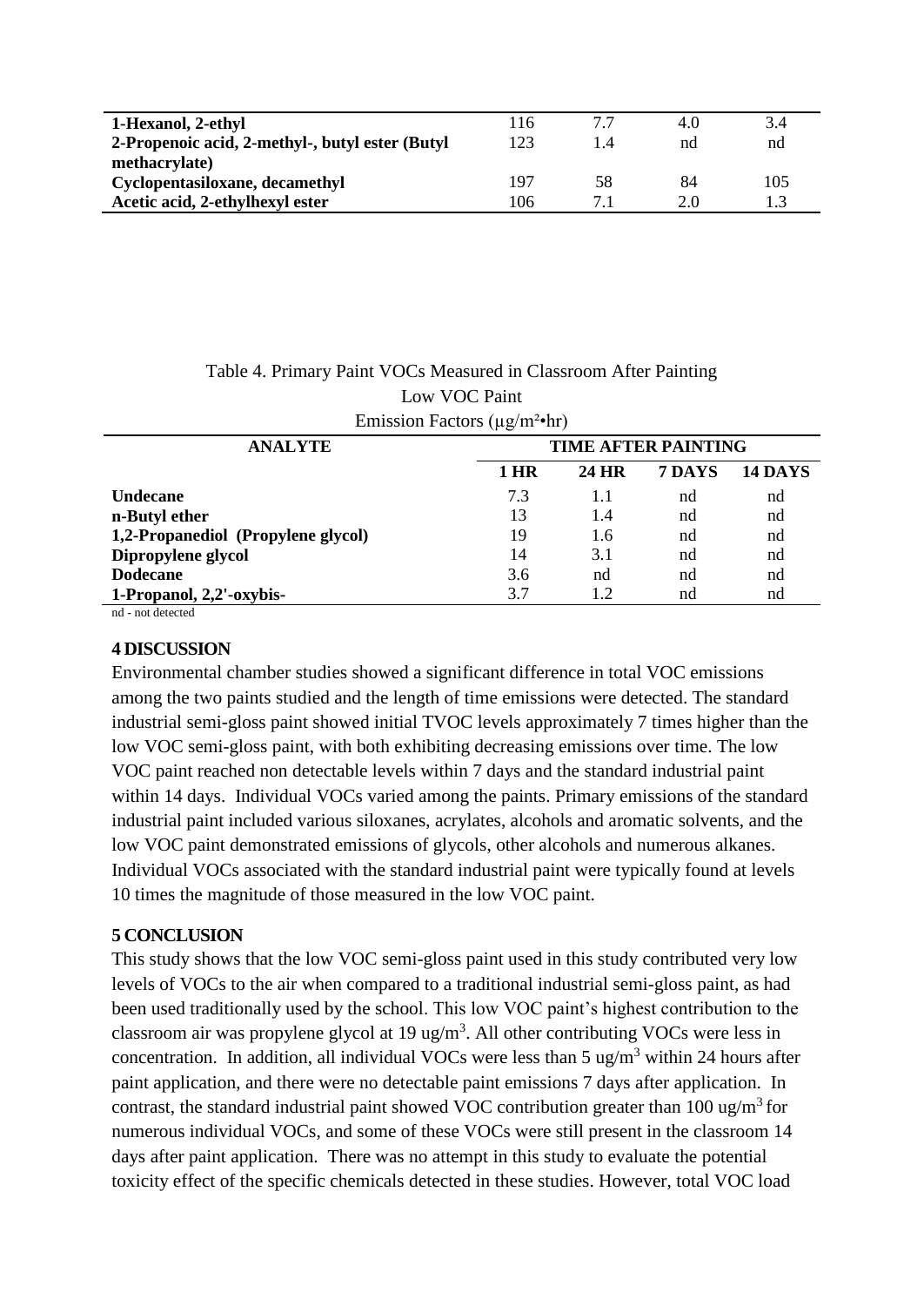| | | | | |
|---|---|---|---|---|
| **1-Hexanol, 2-ethyl** | 116 | 7.7 | 4.0 | 3.4 |
| **2-Propenoic acid, 2-methyl-, butyl ester (Butyl methacrylate)** | 123 | 1.4 | nd | nd |
| **Cyclopentasiloxane, decamethyl** | 197 | 58 | 84 | 105 |
| **Acetic acid, 2-ethylhexyl ester** | 106 | 7.1 | 2.0 | 1.3 |

Table 4. Primary Paint VOCs Measured in Classroom After Painting
Low VOC Paint
Emission Factors (μg/m²•hr)

| ANALYTE | TIME AFTER PAINTING | | | |
|---|---|---|---|---|
| | **1 HR** | **24 HR** | **7 DAYS** | **14 DAYS** |
| **Undecane** | 7.3 | 1.1 | nd | nd |
| **n-Butyl ether** | 13 | 1.4 | nd | nd |
| **1,2-Propanediol (Propylene glycol)** | 19 | 1.6 | nd | nd |
| **Dipropylene glycol** | 14 | 3.1 | nd | nd |
| **Dodecane** | 3.6 | nd | nd | nd |
| **1-Propanol, 2,2'-oxybis-** | 3.7 | 1.2 | nd | nd |

nd - not detected

## 4 DISCUSSION

Environmental chamber studies showed a significant difference in total VOC emissions among the two paints studied and the length of time emissions were detected. The standard industrial semi-gloss paint showed initial TVOC levels approximately 7 times higher than the low VOC semi-gloss paint, with both exhibiting decreasing emissions over time. The low VOC paint reached non detectable levels within 7 days and the standard industrial paint within 14 days. Individual VOCs varied among the paints. Primary emissions of the standard industrial paint included various siloxanes, acrylates, alcohols and aromatic solvents, and the low VOC paint demonstrated emissions of glycols, other alcohols and numerous alkanes. Individual VOCs associated with the standard industrial paint were typically found at levels 10 times the magnitude of those measured in the low VOC paint.

## 5 CONCLUSION

This study shows that the low VOC semi-gloss paint used in this study contributed very low levels of VOCs to the air when compared to a traditional industrial semi-gloss paint, as had been used traditionally used by the school. This low VOC paint's highest contribution to the classroom air was propylene glycol at 19 ug/m$^3$. All other contributing VOCs were less in concentration. In addition, all individual VOCs were less than 5 ug/m$^3$ within 24 hours after paint application, and there were no detectable paint emissions 7 days after application. In contrast, the standard industrial paint showed VOC contribution greater than 100 ug/m$^3$ for numerous individual VOCs, and some of these VOCs were still present in the classroom 14 days after paint application. There was no attempt in this study to evaluate the potential toxicity effect of the specific chemicals detected in these studies. However, total VOC load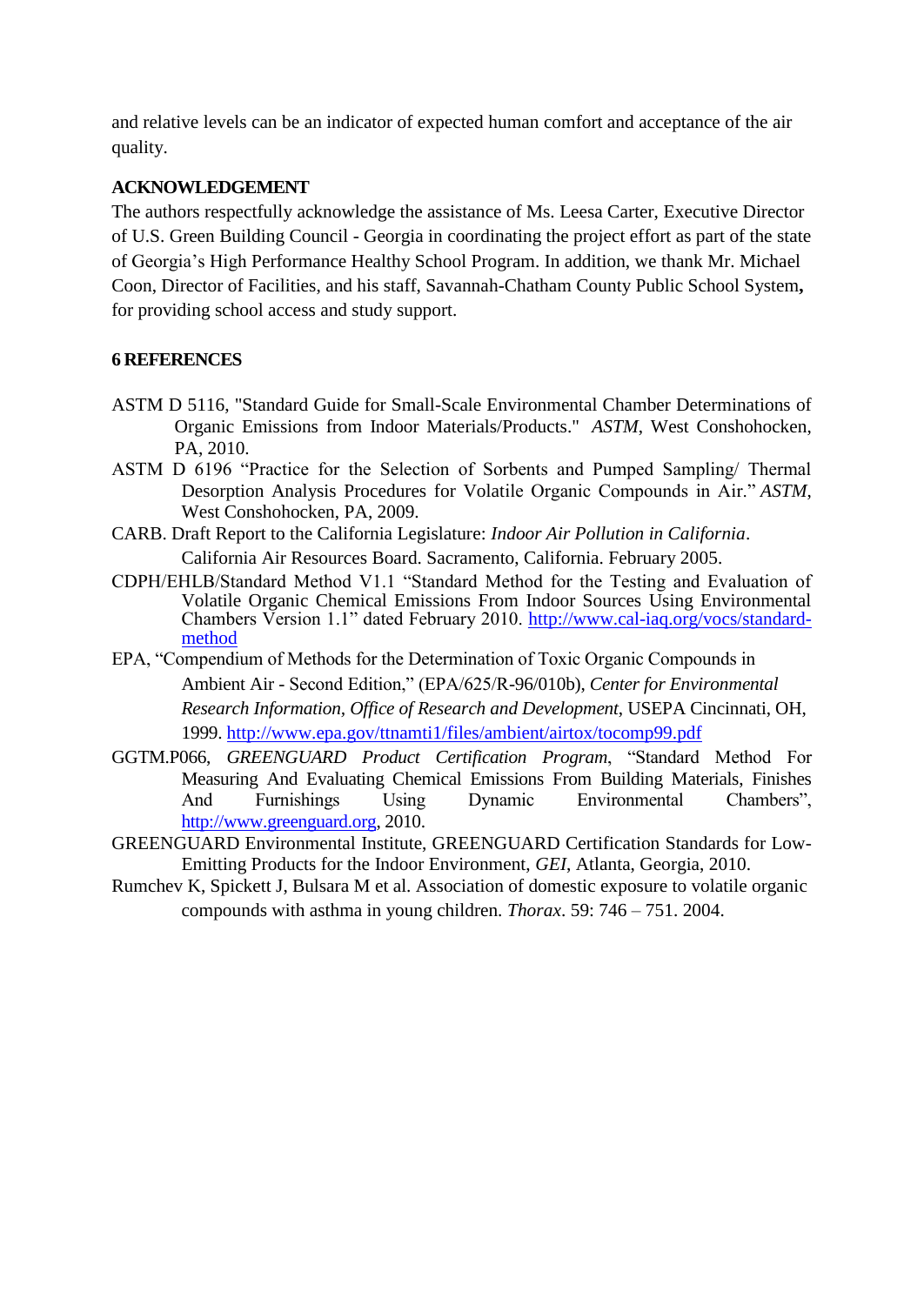and relative levels can be an indicator of expected human comfort and acceptance of the air quality.

## ACKNOWLEDGEMENT

The authors respectfully acknowledge the assistance of Ms. Leesa Carter, Executive Director of U.S. Green Building Council - Georgia in coordinating the project effort as part of the state of Georgia's High Performance Healthy School Program. In addition, we thank Mr. Michael Coon, Director of Facilities, and his staff, Savannah-Chatham County Public School System**,** for providing school access and study support.

## 6 REFERENCES

ASTM D 5116, "Standard Guide for Small-Scale Environmental Chamber Determinations of Organic Emissions from Indoor Materials/Products." *ASTM*, West Conshohocken, PA, 2010.

ASTM D 6196 "Practice for the Selection of Sorbents and Pumped Sampling/ Thermal Desorption Analysis Procedures for Volatile Organic Compounds in Air." *ASTM*, West Conshohocken, PA, 2009.

CARB. Draft Report to the California Legislature: *Indoor Air Pollution in California*. California Air Resources Board. Sacramento, California. February 2005.

CDPH/EHLB/Standard Method V1.1 "Standard Method for the Testing and Evaluation of Volatile Organic Chemical Emissions From Indoor Sources Using Environmental Chambers Version 1.1" dated February 2010. http://www.cal-iaq.org/vocs/standard-method

EPA, "Compendium of Methods for the Determination of Toxic Organic Compounds in Ambient Air - Second Edition," (EPA/625/R-96/010b), *Center for Environmental Research Information, Office of Research and Development*, USEPA Cincinnati, OH, 1999. http://www.epa.gov/ttnamti1/files/ambient/airtox/tocomp99.pdf

GGTM.P066, *GREENGUARD Product Certification Program*, "Standard Method For Measuring And Evaluating Chemical Emissions From Building Materials, Finishes And Furnishings Using Dynamic Environmental Chambers", http://www.greenguard.org, 2010.

GREENGUARD Environmental Institute, GREENGUARD Certification Standards for Low-Emitting Products for the Indoor Environment, *GEI*, Atlanta, Georgia, 2010.

Rumchev K, Spickett J, Bulsara M et al. Association of domestic exposure to volatile organic compounds with asthma in young children. *Thorax*. 59: 746 – 751. 2004.